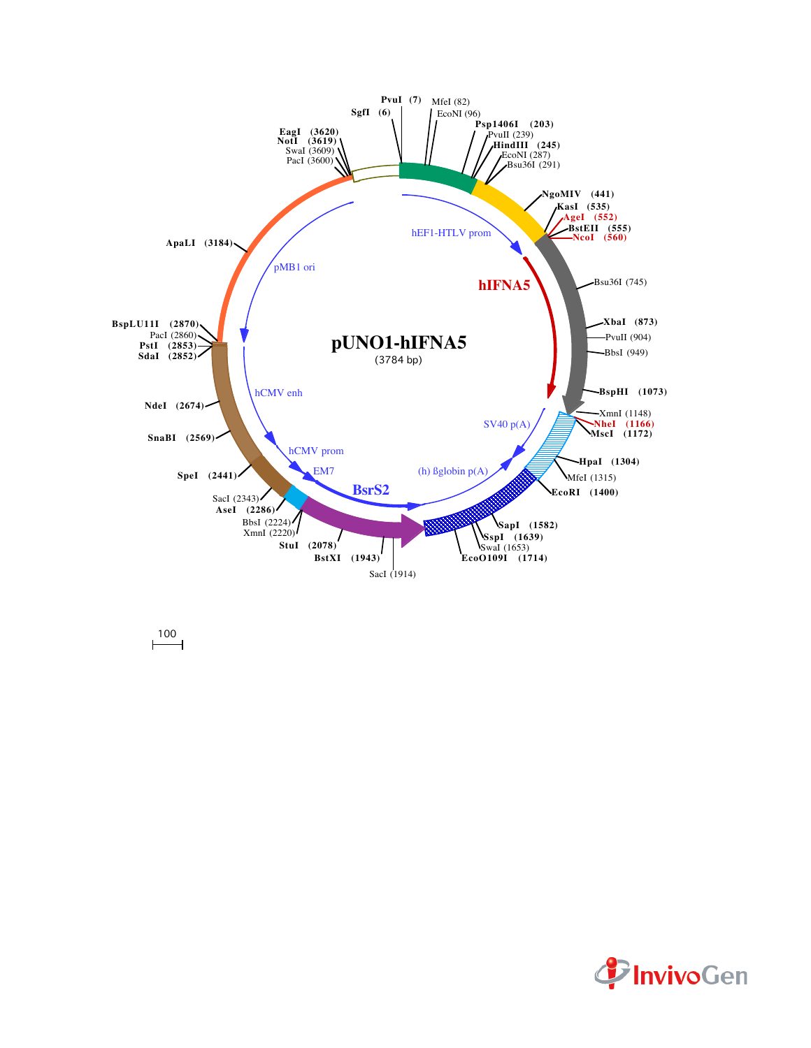# pUNO1-hIFNA5

(3784 bp)

PvuI (7)
SgfI (6)
MfeI (82)
EcoNI (96)
Psp1406I (203)
PvuII (239)
HindIII (245)
EcoNI (287)
Bsu36I (291)
NgoMIV (441)
KasI (535)
AgeI (552)
BstEII (555)
NcoI (560)
Bsu36I (745)
XbaI (873)
PvuII (904)
BbsI (949)
BspHI (1073)
XmnI (1148)
NheI (1166)
MscI (1172)
HpaI (1304)
MfeI (1315)
EcoRI (1400)
SapI (1582)
SspI (1639)
SwaI (1653)
EcoO109I (1714)
SacI (1914)
BstXI (1943)
StuI (2078)
XmnI (2220)
BbsI (2224)
AseI (2286)
SacI (2343)
SpeI (2441)
SnaBI (2569)
NdeI (2674)
SdaI (2852)
PstI (2853)
PacI (2860)
BspLU11I (2870)
ApaLI (3184)
PacI (3600)
SwaI (3609)
NotI (3619)
EagI (3620)

hEF1-HTLV prom

hIFNA5

SV40 p(A)

(h) ßglobin p(A)

BsrS2

EM7

hCMV prom

hCMV enh

pMB1 ori

100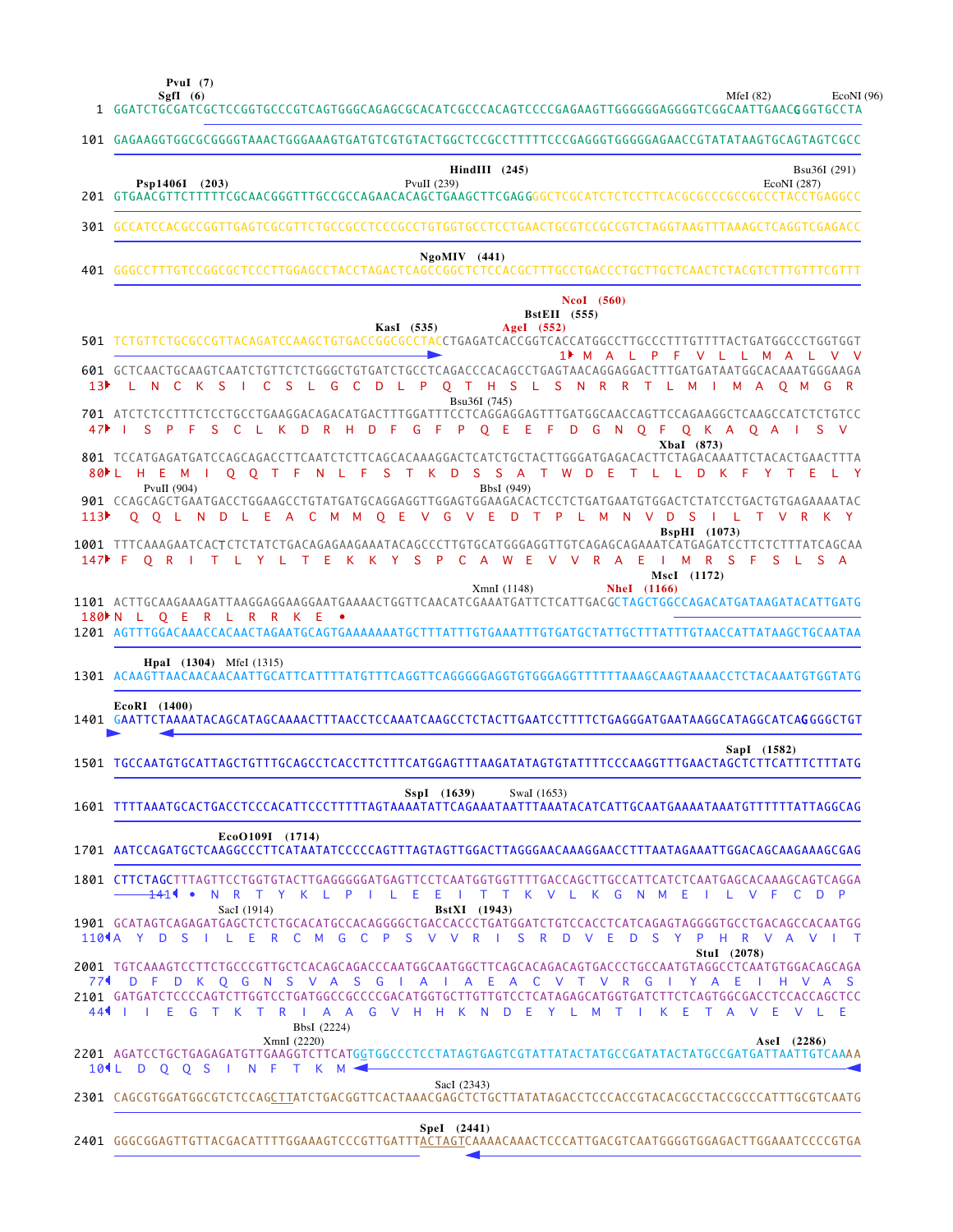```
                PvuI  (7)
                SgfI  (6)                                                                   MfeI (82)        EcoNI (96)
   1 GGATCTGCGATCGCTCCGGTGCCCGTCAGTGGGCAGAGCGCACATCGCCCACAGTCCCCGAGAAGTTGGGGGGAGGGGTCGGCAATTGAACGGGTGCCTA

 101 GAGAAGGTGGCGCGGGGTAAACTGGGAAAGTGATGTCGTGTACTGGCTCCGCCTTTTTCCCGAGGGTGGGGGAGAACCGTATATAAGTGCAGTAGTCGCC

                                                      HindIII  (245)                                       Bsu36I (291)
            Psp1406I  (203)                  PvuII (239)                                               EcoNI (287)
 201 GTGAACGTTCTTTTTCGCAACGGGTTTGCCGCCAGAACACAGCTGAAGCTTCGAGGGGCTCGCATCTCTCCTTCACGCGCCCGCCGCCCTACCTGAGGCC

 301 GCCATCCACGCCGGTTGAGTCGCGTTCTGCCGCCTCCCGCCTGTGGTGCCTCCTGAACTGCGTCCGCCGTCTAGGTAAGTTTAAAGCTCAGGTCGAGACC

                                                    NgoMIV  (441)
 401 GGGCCTTTGTCCGGCGCTCCCTTGGAGCCTACCTAGACTCAGCCGGCTCTCCACGCTTTGCCTGACCCTGCTTGCTCAACTCTACGTCTTTGTTTCGTTT

                                                                                NcoI  (560)
                                                                           BstEII  (555)
                                                 KasI  (535)             AgeI  (552)
 501 TCTGTTCTGCGCCGTTACAGATCCAAGCTGTGACCGGCGCCTACCTGAGATCACCGGTCACCATGGCCTTGCCCTTTGTTTTACTGATGGCCCTGGTGGT
                                                                        1▸ M  A  L  P  F  V  L  L  M  A  L  V  V
 601 GCTCAACTGCAAGTCAATCTGTTCTCTGGGCTGTGATCTGCCTCAGACCCACAGCCTGAGTAACAGGAGGACTTTGATGATAATGGCACAAATGGGAAGA
 13▸  L  N  C  K  S  I  C  S  L  G  C  D  L  P  Q  T  H  S  L  S  N  R  R  T  L  M  I  M  A  Q  M  G  R
                                                    Bsu36I (745)
 701 ATCTCTCCTTTCTCCTGCCTGAAGGACAGACATGACTTTGGATTTCCTCAGGAGGAGTTTGATGGCAACCAGTTCCAGAAGGCTCAAGCCATCTCTGTCC
 47▸ I  S  P  F  S  C  L  K  D  R  H  D  F  G  F  P  Q  E  E  F  D  G  N  Q  F  Q  K  A  Q  A  I  S  V
                                                                                             XbaI  (873)
 801 TCCATGAGATGATCCAGCAGACCTTCAATCTCTTCAGCACAAAGGACTCATCTGCTACTTGGGATGAGACACTTCTAGACAAATTCTACACTGAACTTTA
 80▸L  H  E  M  I  Q  Q  T  F  N  L  F  S  T  K  D  S  S  A  T  W  D  E  T  L  L  D  K  F  Y  T  E  L  Y
          PvuII (904)                                    BbsI (949)
 901 CCAGCAGCTGAATGACCTGGAAGCCTGTATGATGCAGGAGGTTGGAGTGGAAGACACTCCTCTGATGAATGTGGACTCTATCCTGACTGTGAGAAAATAC
 113▸  Q  Q  L  N  D  L  E  A  C  M  M  Q  E  V  G  V  E  D  T  P  L  M  N  V  D  S  I  L  T  V  R  K  Y
                                                                                         BspHI  (1073)
1001 TTTCAAAGAATCACTCTCTATCTGACAGAGAAGAAATACAGCCCTTGTGCATGGGAGGTTGTCAGAGCAGAAATCATGAGATCCTTCTCTTTATCAGCAA
 147▸ F  Q  R  I  T  L  Y  L  T  E  K  K  Y  S  P  C  A  W  E  V  V  R  A  E  I  M  R  S  F  S  L  S  A
                                                                                      MscI  (1172)
                                                             XmnI (1148)        NheI  (1166)
1101 ACTTGCAAGAAAGATTAAGGAGGAAGGAATGAAAACTGGTTCAACATCGAAATGATTCTCATTGACGCTAGCTGGCCAGACATGATAAGATACATTGATG
 180▸N  L  Q  E  R  L  R  R  K  E  •
1201 AGTTTGGACAAACCACAACTAGAATGCAGTGAAAAAAATGCTTTATTTGTGAAATTTGTGATGCTATTGCTTTATTTGTAACCATTATAAGCTGCAATAA

        HpaI  (1304)  MfeI (1315)
1301 ACAAGTTAACAACAACAATTGCATTCATTTTATGTTTCAGGTTCAGGGGGAGGTGTGGGAGGTTTTTTAAAGCAAGTAAAACCTCTACAAATGTGGTATG

     EcoRI  (1400)
1401 GAATTCTAAAATACAGCATAGCAAAACTTTAACCTCCAAATCAAGCCTCTACTTGAATCCTTTTCTGAGGGATGAATAAGGCATAGGCATCAGGGGCTGT

                                                                                             SapI  (1582)
1501 TGCCAATGTGCATTAGCTGTTTGCAGCCTCACCTTCTTTCATGGAGTTTAAGATATAGTGTATTTTCCCAAGGTTTGAACTAGCTCTTCATTTCTTTATG

                                                    SspI  (1639)         SwaI (1653)
1601 TTTTAAATGCACTGACCTCCCACATTCCCTTTTTAGTAAAATATTCAGAAATAATTTAAATACATCATTGCAATGAAAATAAATGTTTTTTATTAGGCAG

                EcoO109I  (1714)
1701 AATCCAGATGCTCAAGGCCCTTCATAATATCCCCCAGTTTAGTAGTTGGACTTAGGGAACAAAGGAACCTTTAATAGAAATTGGACAGCAAGAAAGCGAG

1801 CTTCTAGCTTTAGTTCCTGGTGTACTTGAGGGGGATGAGTTCCTCAATGGTGGTTTTGACCAGCTTGCCATTCATCTCAATGAGCACAAAGCAGTCAGGA
         141◂ •  N  R  T  Y  K  L  P  I  L  E  E  I  T  T  K  V  L  K  G  N  M  E  I  L  V  F  C  D  P
                    SacI (1914)                  BstXI  (1943)
1901 GCATAGTCAGAGATGAGCTCTCTGCACATGCCACAGGGGCTGACCACCCTGATGGATCTGTCCACCTCATCAGAGTAGGGGTGCCTGACAGCCACAATGG
 110◂A  Y  D  S  I  L  E  R  C  M  G  C  P  S  V  V  R  I  S  R  D  V  E  D  S  Y  P  H  R  V  A  V  I  T
                                                                                        StuI  (2078)
2001 TGTCAAAGTCCTTCTGCCCGTTGCTCACAGCAGACCCAATGGCAATGGCTTCAGCACAGACAGTGACCCTGCCAATGTAGGCCTCAATGTGGACAGCAGA
 77◂  D  F  D  K  Q  G  N  S  V  A  S  G  I  A  I  A  E  A  C  V  T  V  R  G  I  Y  A  E  I  H  V  A  S
2101 GATGATCTCCCCAGTCTTGGTCCTGATGGCCGCCCCGACATGGTGCTTGTTGTCCTCATAGAGCATGGTGATCTTCTCAGTGGCGACCTCCACCAGCTCC
 44◂ I  I  E  G  T  K  T  R  I  A  A  G  V  H  H  K  N  D  E  Y  L  M  T  I  K  E  T  A  V  E  V  L  E
                    BbsI (2224)
                 XmnI (2220)                                                                AseI  (2286)
2201 AGATCCTGCTGAGAGATGTTGAAGGTCTTCATGGTGGCCCTCCTATAGTGAGTCGTATTATACTATGCCGATATACTATGCCGATGATTAATTGTCAAAA
 10◂L  D  Q  Q  S  I  N  F  T  K  M
                                                         SacI (2343)
2301 CAGCGTGGATGGCGTCTCCAGCTTATCTGACGGTTCACTAAACGAGCTCTGCTTATATAGACCTCCCACCGTACACGCCTACCGCCCATTTGCGTCAATG

                                                           SpeI  (2441)
2401 GGGCGGAGTTGTTACGACATTTTGGAAAGTCCCGTTGATTTACTAGTCAAAACAAACTCCCATTGACGTCAATGGGGTGGAGACTTGGAAATCCCCGTGA
```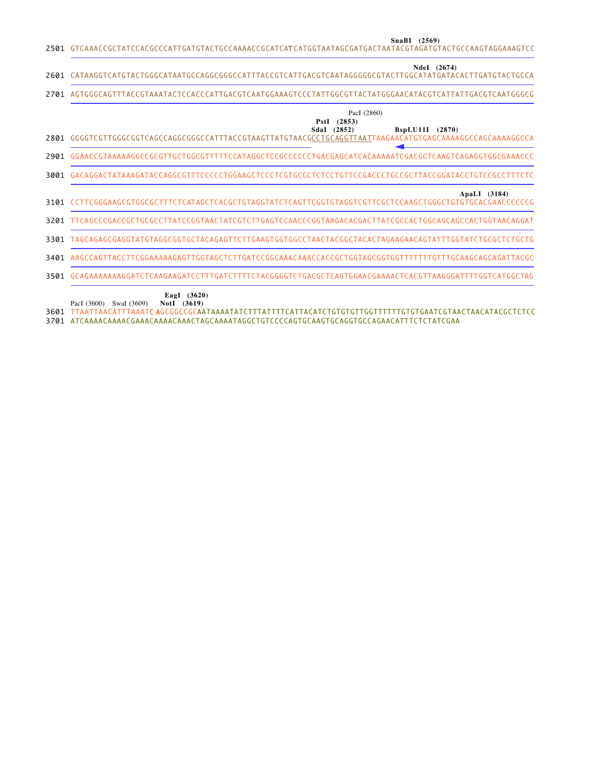SnaBI (2569)

2501 GTCAAACCGCTATCCACGCCCATTGATGTACTGCCAAAACCGCATCATCATGGTAATAGCGATGACTAATACGTAGATGTACTGCCAAGTAGGAAAGTCC

NdeI (2674)

2601 CATAAGGTCATGTACTGGGCATAATGCCAGGCGGGCCATTTACCGTCATTGACGTCAATAGGGGGCGTACTTGGCATATGATACACTTGATGTACTGCCA

2701 AGTGGGCAGTTTACCGTAAATACTCCACCCATTGACGTCAATGGAAAGTCCCTATTGGCGTTACTATGGGAACATACGTCATTATTGACGTCAATGGGCG

PacI (2860)
PstI (2853)
SdaI (2852)
BspLU11I (2870)

2801 GGGGTCGTTGGGCGGTCAGCCAGGCGGGCCATTTACCGTAAGTTATGTAACGCCTGCAGGTTAATTAAGAACATGTGAGCAAAAGGCCAGCAAAAGGCCA

2901 GGAACCGTAAAAAGGCCGCGTTGCTGGCGTTTTTCCATAGGCTCCGCCCCCCTGACGAGCATCACAAAAATCGACGCTCAAGTCAGAGGTGGCGAAACCC

3001 GACAGGACTATAAAGATACCAGGCGTTTCCCCCTGGAAGCTCCCTCGTGCGCTCTCCTGTTCCGACCCTGCCGCTTACCGGATACCTGTCCGCCTTTCTC

ApaLI (3184)

3101 CCTTCGGGAAGCGTGGCGCTTTCTCATAGCTCACGCTGTAGGTATCTCAGTTCGGTGTAGGTCGTTCGCTCCAAGCTGGGCTGTGTGCACGAACCCCCCG

3201 TTCAGCCCGACCGCTGCGCCTTATCCGGTAACTATCGTCTTGAGTCCAACCCGGTAAGACACGACTTATCGCCACTGGCAGCAGCCACTGGTAACAGGAT

3301 TAGCAGAGCGAGGTATGTAGGCGGTGCTACAGAGTTCTTGAAGTGGTGGCCTAACTACGGCTACACTAGAAGAACAGTATTTGGTATCTGCGCTCTGCTG

3401 AAGCCAGTTACCTTCGGAAAAAGAGTTGGTAGCTCTTGATCCGGCAAACAAACCACCGCTGGTAGCGGTGGTTTTTTTGTTTGCAAGCAGCAGATTACGC

3501 GCAGAAAAAAAGGATCTCAAGAAGATCCTTTGATCTTTTCTACGGGGTCTGACGCTCAGTGGAACGAAAACTCACGTTAAGGGATTTTGGTCATGGCTAG

EagI (3620)
PacI (3600) SwaI (3609) NotI (3619)

3601 TTAATTAACATTTAAATCAGCGGCCGCAATAAAATATCTTTATTTTCATTACATCTGTGTGTTGGTTTTTTGTGTGAATCGTAACTAACATACGCTCTCC

3701 ATCAAAACAAAACGAAACAAAACAAACTAGCAAAATAGGCTGTCCCCAGTGCAAGTGCAGGTGCCAGAACATTTCTCTATCGAA